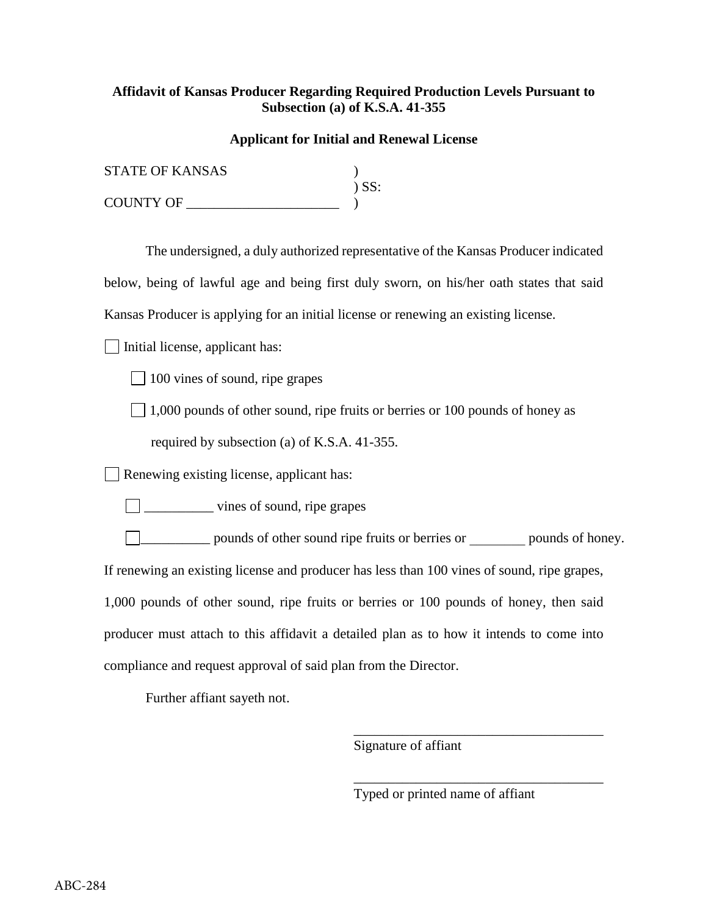**Affidavit of Kansas Producer Regarding Required Production Levels Pursuant to Subsection (a) of K.S.A. 41-355**

**Applicant for Initial and Renewal License**

STATE OF KANSAS )
) SS:
COUNTY OF ______________________ )

The undersigned, a duly authorized representative of the Kansas Producer indicated below, being of lawful age and being first duly sworn, on his/her oath states that said Kansas Producer is applying for an initial license or renewing an existing license.

☐ Initial license, applicant has:

- ☐ 100 vines of sound, ripe grapes
- ☐ 1,000 pounds of other sound, ripe fruits or berries or 100 pounds of honey as required by subsection (a) of K.S.A. 41-355.

☐ Renewing existing license, applicant has:

- ☐ __________ vines of sound, ripe grapes
- ☐ __________ pounds of other sound ripe fruits or berries or ________ pounds of honey.

If renewing an existing license and producer has less than 100 vines of sound, ripe grapes, 1,000 pounds of other sound, ripe fruits or berries or 100 pounds of honey, then said producer must attach to this affidavit a detailed plan as to how it intends to come into compliance and request approval of said plan from the Director.

Further affiant sayeth not.

_____________________________________
Signature of affiant

_____________________________________
Typed or printed name of affiant

ABC-284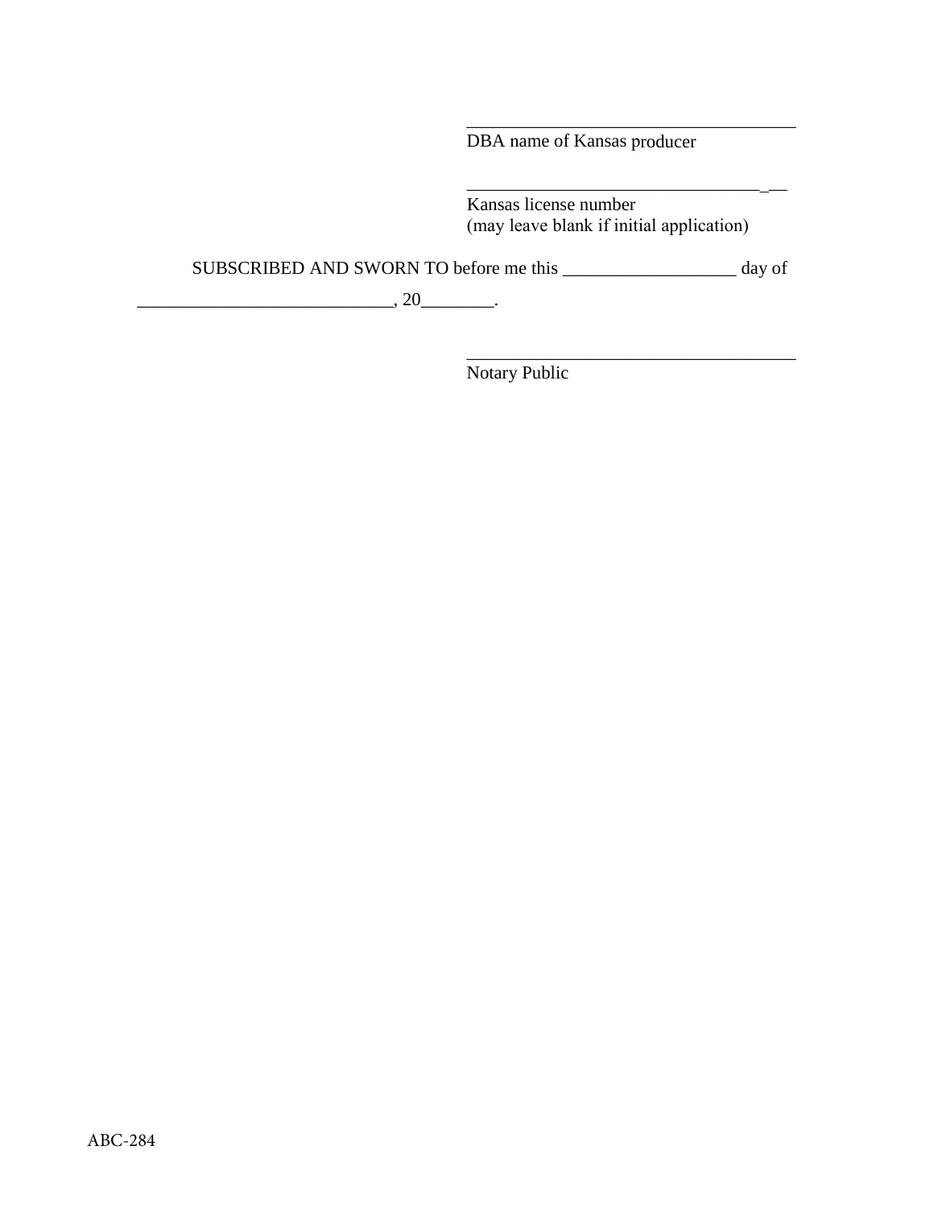_____________________________________
DBA name of Kansas producer

_________________________________\_\_\_
Kansas license number
(may leave blank if initial application)

SUBSCRIBED AND SWORN TO before me this ___________________ day of
____________________________, 20________.

_____________________________________
Notary Public

ABC-284